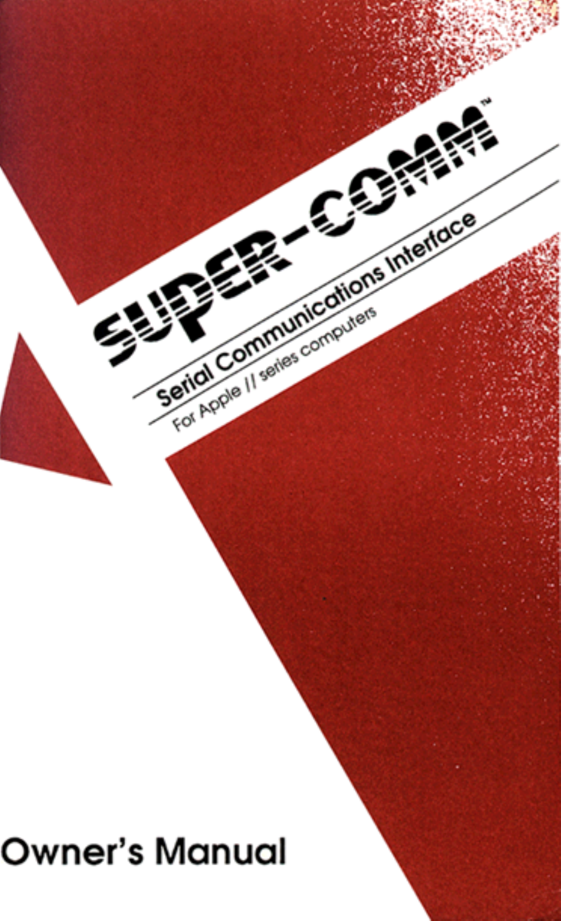# SUPER-COMM™

## Serial Communications Interface

For Apple // series computers

Owner's Manual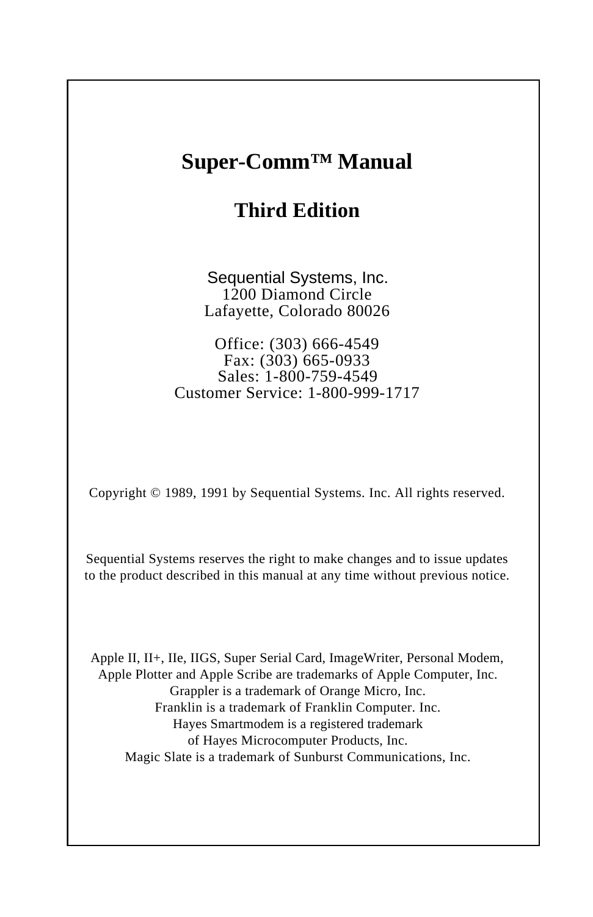# Super-Comm™ Manual

## Third Edition

Sequential Systems, Inc.
1200 Diamond Circle
Lafayette, Colorado 80026

Office: (303) 666-4549
Fax: (303) 665-0933
Sales: 1-800-759-4549
Customer Service: 1-800-999-1717

Copyright © 1989, 1991 by Sequential Systems. Inc. All rights reserved.

Sequential Systems reserves the right to make changes and to issue updates to the product described in this manual at any time without previous notice.

Apple II, II+, IIe, IIGS, Super Serial Card, ImageWriter, Personal Modem, Apple Plotter and Apple Scribe are trademarks of Apple Computer, Inc.
Grappler is a trademark of Orange Micro, Inc.
Franklin is a trademark of Franklin Computer. Inc.
Hayes Smartmodem is a registered trademark of Hayes Microcomputer Products, Inc.
Magic Slate is a trademark of Sunburst Communications, Inc.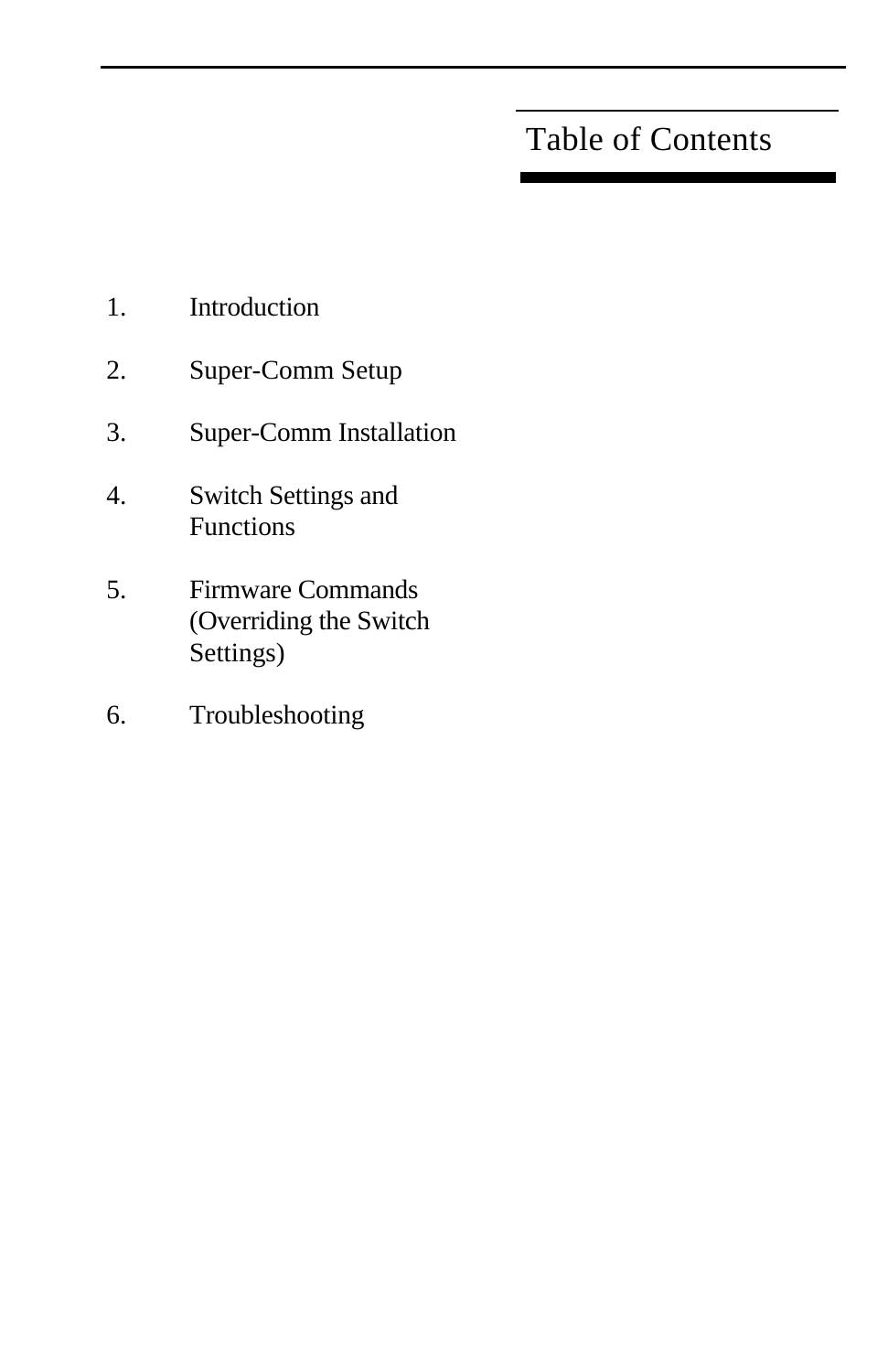# Table of Contents

1. Introduction
2. Super-Comm Setup
3. Super-Comm Installation
4. Switch Settings and Functions
5. Firmware Commands (Overriding the Switch Settings)
6. Troubleshooting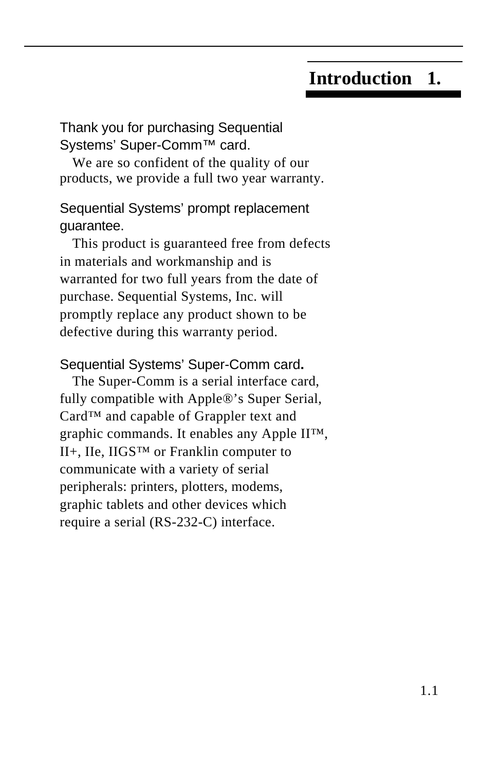# Introduction 1.

### Thank you for purchasing Sequential Systems' Super-Comm™ card.

We are so confident of the quality of our products, we provide a full two year warranty.

### Sequential Systems' prompt replacement guarantee.

This product is guaranteed free from defects in materials and workmanship and is warranted for two full years from the date of purchase. Sequential Systems, Inc. will promptly replace any product shown to be defective during this warranty period.

### Sequential Systems' Super-Comm card.

The Super-Comm is a serial interface card, fully compatible with Apple®'s Super Serial, Card™ and capable of Grappler text and graphic commands. It enables any Apple II™, II+, IIe, IIGS™ or Franklin computer to communicate with a variety of serial peripherals: printers, plotters, modems, graphic tablets and other devices which require a serial (RS-232-C) interface.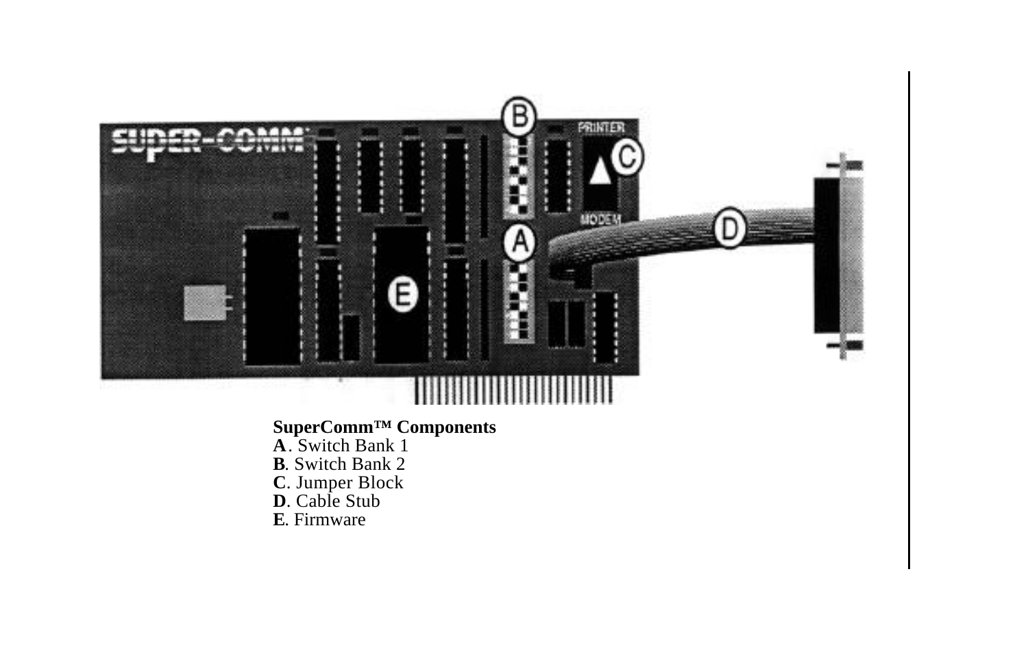**SuperComm™ Components**

**A**. Switch Bank 1
**B**. Switch Bank 2
**C**. Jumper Block
**D**. Cable Stub
**E**. Firmware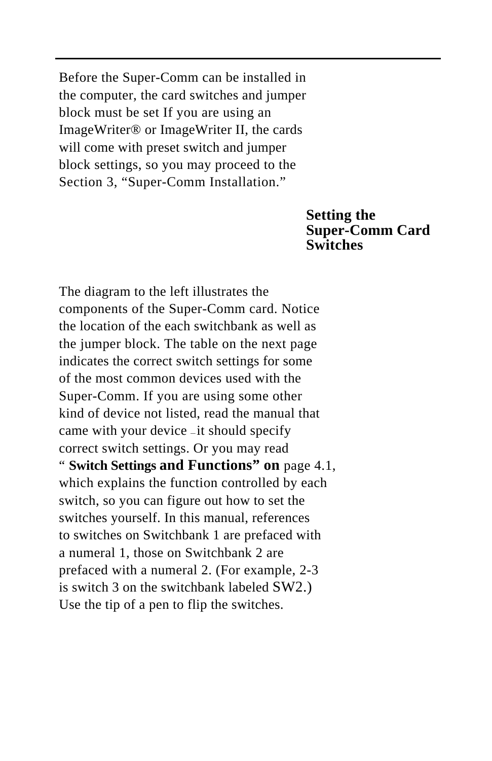Before the Super-Comm can be installed in the computer, the card switches and jumper block must be set If you are using an ImageWriter® or ImageWriter II, the cards will come with preset switch and jumper block settings, so you may proceed to the Section 3, “Super-Comm Installation.”

## Setting the Super-Comm Card Switches

The diagram to the left illustrates the components of the Super-Comm card. Notice the location of the each switchbank as well as the jumper block. The table on the next page indicates the correct switch settings for some of the most common devices used with the Super-Comm. If you are using some other kind of device not listed, read the manual that came with your device – it should specify correct switch settings. Or you may read “ **Switch Settings and Functions” on** page 4.1, which explains the function controlled by each switch, so you can figure out how to set the switches yourself. In this manual, references to switches on Switchbank 1 are prefaced with a numeral 1, those on Switchbank 2 are prefaced with a numeral 2. (For example, 2-3 is switch 3 on the switchbank labeled SW2.) Use the tip of a pen to flip the switches.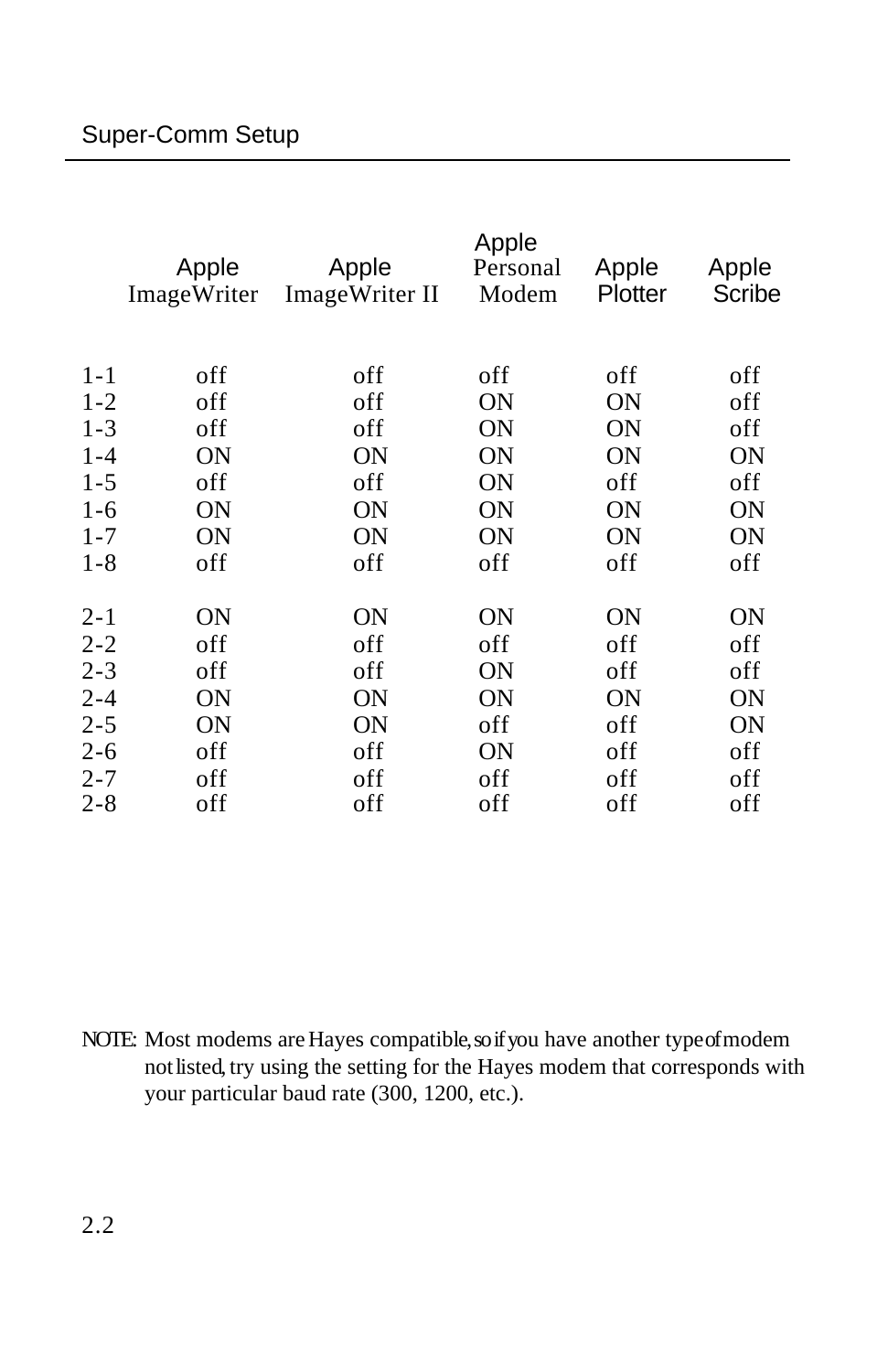| | Apple ImageWriter | Apple ImageWriter II | Apple Personal Modem | Apple Plotter | Apple Scribe |
|---|---|---|---|---|---|
| 1-1 | off | off | off | off | off |
| 1-2 | off | off | ON | ON | off |
| 1-3 | off | off | ON | ON | off |
| 1-4 | ON | ON | ON | ON | ON |
| 1-5 | off | off | ON | off | off |
| 1-6 | ON | ON | ON | ON | ON |
| 1-7 | ON | ON | ON | ON | ON |
| 1-8 | off | off | off | off | off |
| 2-1 | ON | ON | ON | ON | ON |
| 2-2 | off | off | off | off | off |
| 2-3 | off | off | ON | off | off |
| 2-4 | ON | ON | ON | ON | ON |
| 2-5 | ON | ON | off | off | ON |
| 2-6 | off | off | ON | off | off |
| 2-7 | off | off | off | off | off |
| 2-8 | off | off | off | off | off |

NOTE: Most modems are Hayes compatible, so if you have another type of modem not listed, try using the setting for the Hayes modem that corresponds with your particular baud rate (300, 1200, etc.).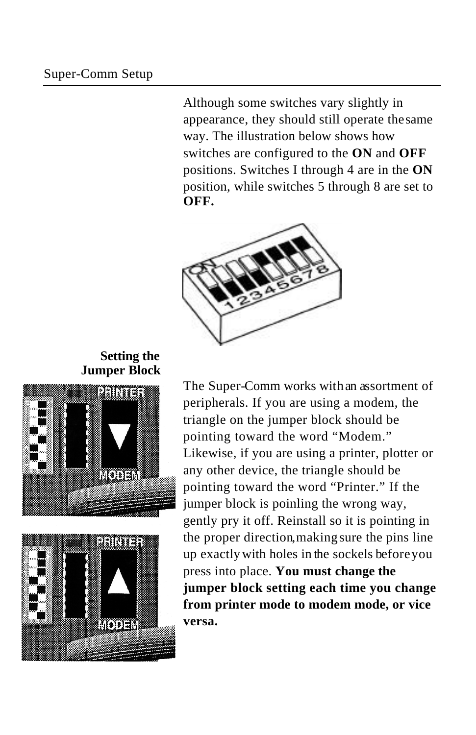Although some switches vary slightly in appearance, they should still operate the same way. The illustration below shows how switches are configured to the **ON** and **OFF** positions. Switches I through 4 are in the **ON** position, while switches 5 through 8 are set to **OFF.**

## Setting the Jumper Block

The Super-Comm works with an assortment of peripherals. If you are using a modem, the triangle on the jumper block should be pointing toward the word "Modem." Likewise, if you are using a printer, plotter or any other device, the triangle should be pointing toward the word "Printer." If the jumper block is poinling the wrong way, gently pry it off. Reinstall so it is pointing in the proper direction, making sure the pins line up exactly with holes in the sockels before you press into place. **You must change the jumper block setting each time you change from printer mode to modem mode, or vice versa.**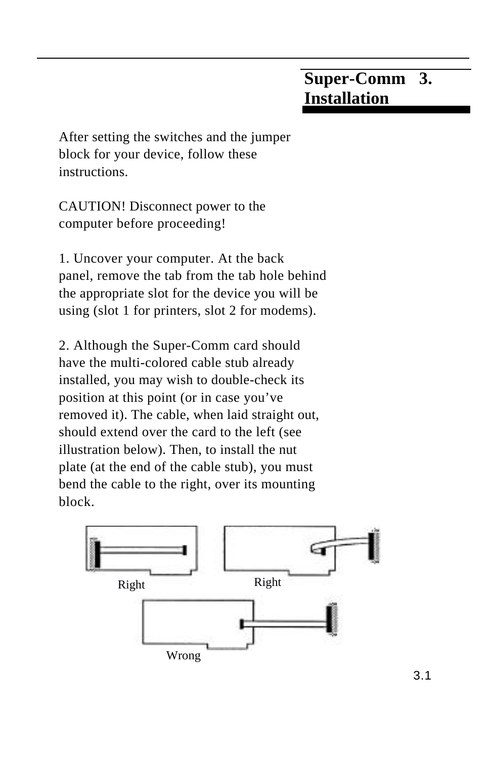# Super-Comm 3. Installation

After setting the switches and the jumper block for your device, follow these instructions.

CAUTION! Disconnect power to the computer before proceeding!

1. Uncover your computer. At the back panel, remove the tab from the tab hole behind the appropriate slot for the device you will be using (slot 1 for printers, slot 2 for modems).

2. Although the Super-Comm card should have the multi-colored cable stub already installed, you may wish to double-check its position at this point (or in case you've removed it). The cable, when laid straight out, should extend over the card to the left (see illustration below). Then, to install the nut plate (at the end of the cable stub), you must bend the cable to the right, over its mounting block.

Right Right

Wrong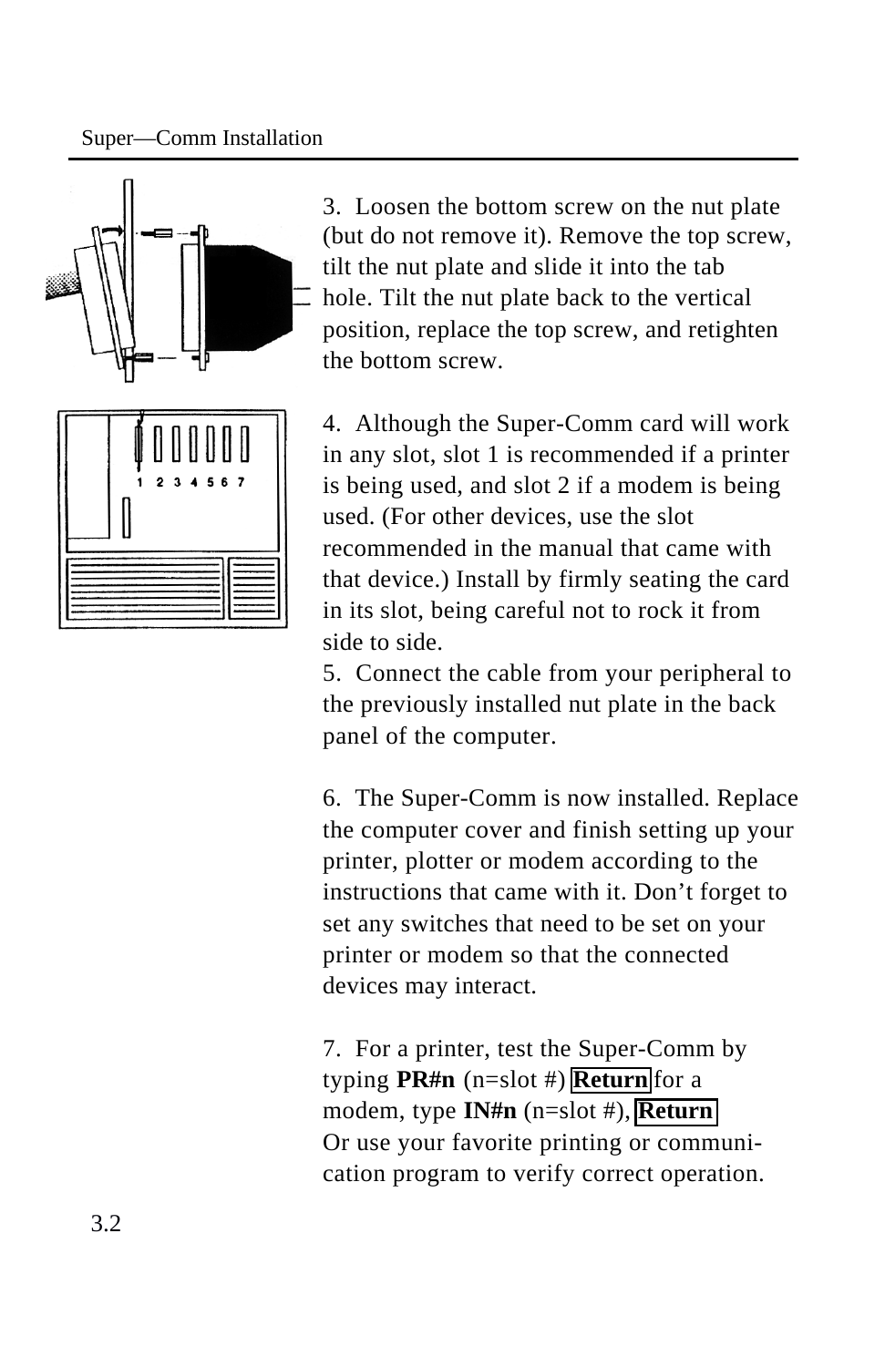3. Loosen the bottom screw on the nut plate (but do not remove it). Remove the top screw, tilt the nut plate and slide it into the tab hole. Tilt the nut plate back to the vertical position, replace the top screw, and retighten the bottom screw.

4. Although the Super-Comm card will work in any slot, slot 1 is recommended if a printer is being used, and slot 2 if a modem is being used. (For other devices, use the slot recommended in the manual that came with that device.) Install by firmly seating the card in its slot, being careful not to rock it from side to side.

5. Connect the cable from your peripheral to the previously installed nut plate in the back panel of the computer.

6. The Super-Comm is now installed. Replace the computer cover and finish setting up your printer, plotter or modem according to the instructions that came with it. Don't forget to set any switches that need to be set on your printer or modem so that the connected devices may interact.

7. For a printer, test the Super-Comm by typing **PR#n** (n=slot #) **Return** for a modem, type **IN#n** (n=slot #), **Return**
Or use your favorite printing or communication program to verify correct operation.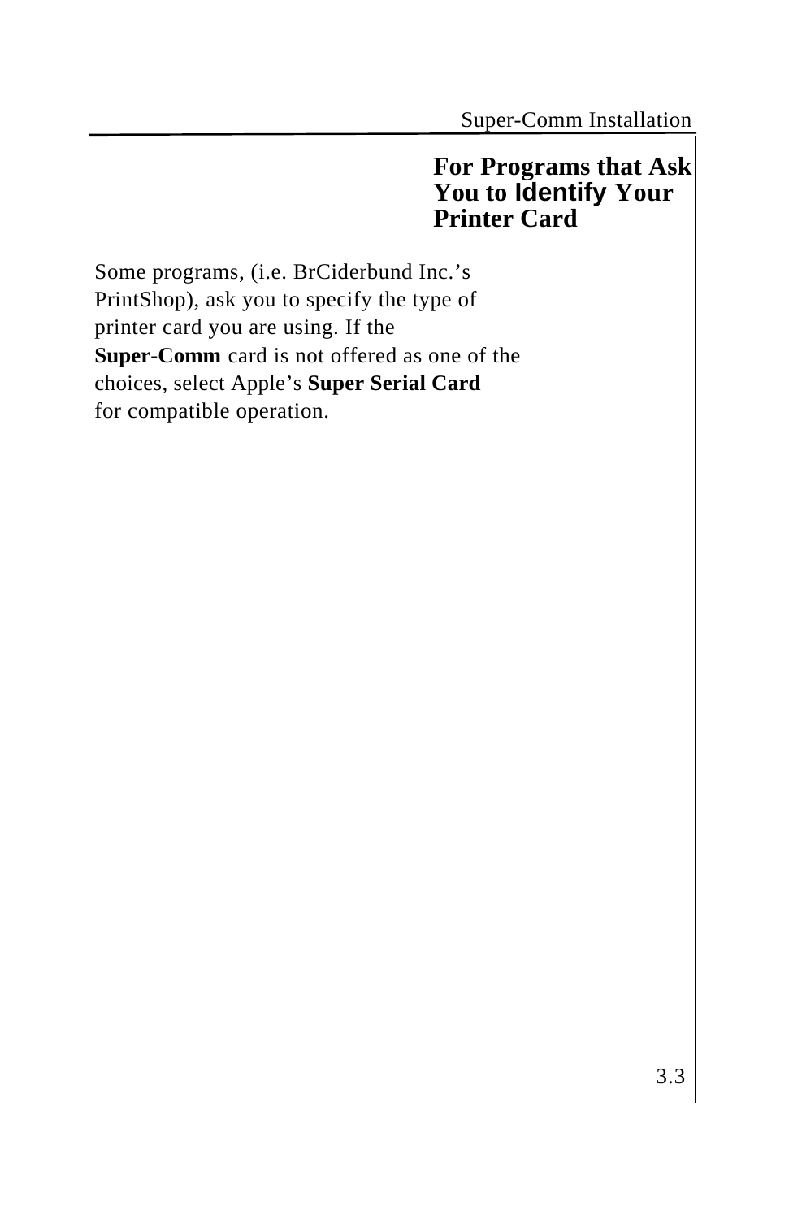## For Programs that Ask You to Identify Your Printer Card

Some programs, (i.e. BrCiderbund Inc.'s PrintShop), ask you to specify the type of printer card you are using. If the **Super-Comm** card is not offered as one of the choices, select Apple's **Super Serial Card** for compatible operation.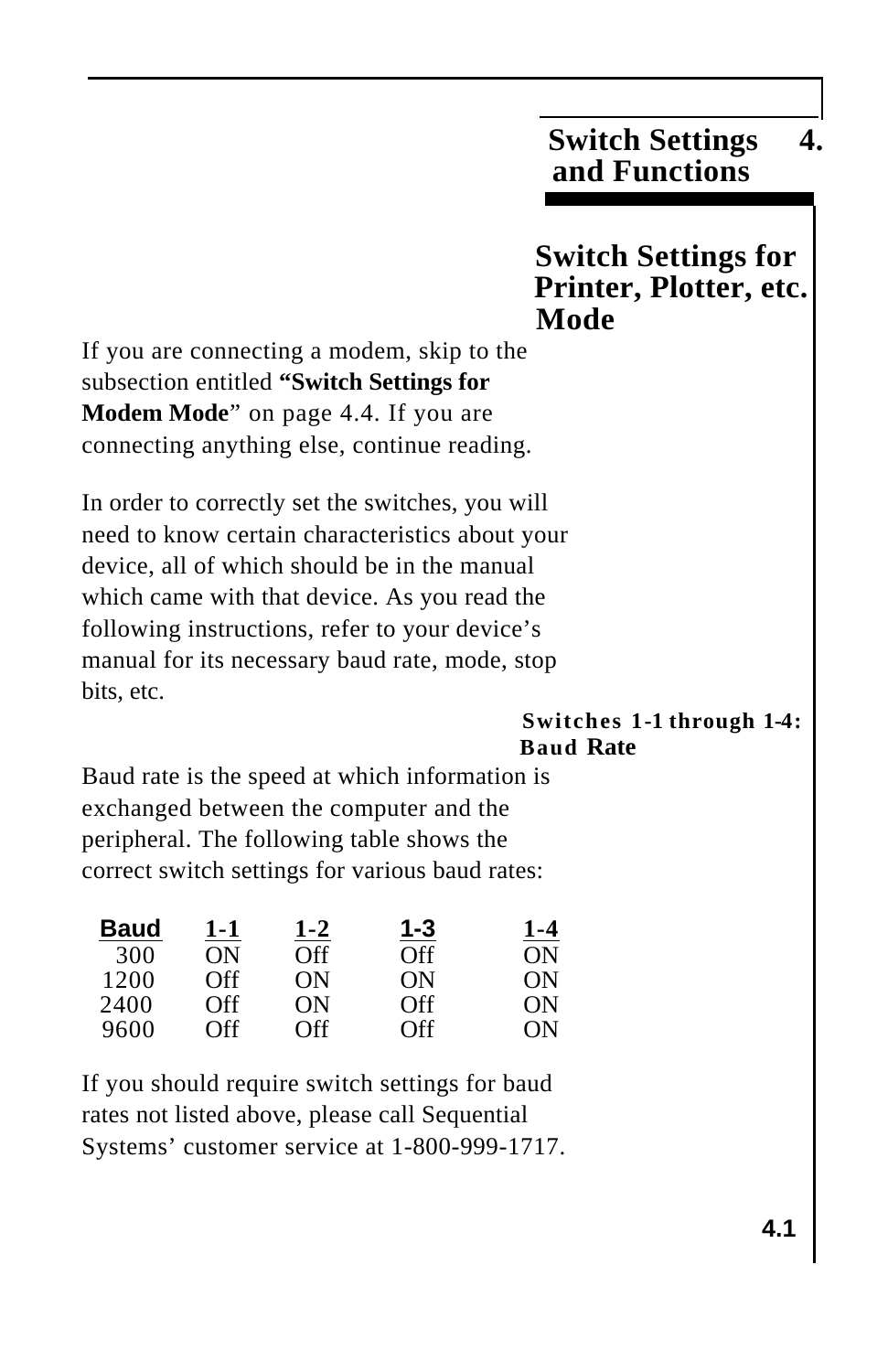# 4. Switch Settings and Functions

## Switch Settings for Printer, Plotter, etc. Mode

If you are connecting a modem, skip to the subsection entitled **"Switch Settings for Modem Mode**" on page 4.4. If you are connecting anything else, continue reading.

In order to correctly set the switches, you will need to know certain characteristics about your device, all of which should be in the manual which came with that device. As you read the following instructions, refer to your device's manual for its necessary baud rate, mode, stop bits, etc.

### Switches 1-1 through 1-4: Baud Rate

Baud rate is the speed at which information is exchanged between the computer and the peripheral. The following table shows the correct switch settings for various baud rates:

| Baud | 1-1 | 1-2 | 1-3 | 1-4 |
|---|---|---|---|---|
| 300 | ON | Off | Off | ON |
| 1200 | Off | ON | ON | ON |
| 2400 | Off | ON | Off | ON |
| 9600 | Off | Off | Off | ON |

If you should require switch settings for baud rates not listed above, please call Sequential Systems' customer service at 1-800-999-1717.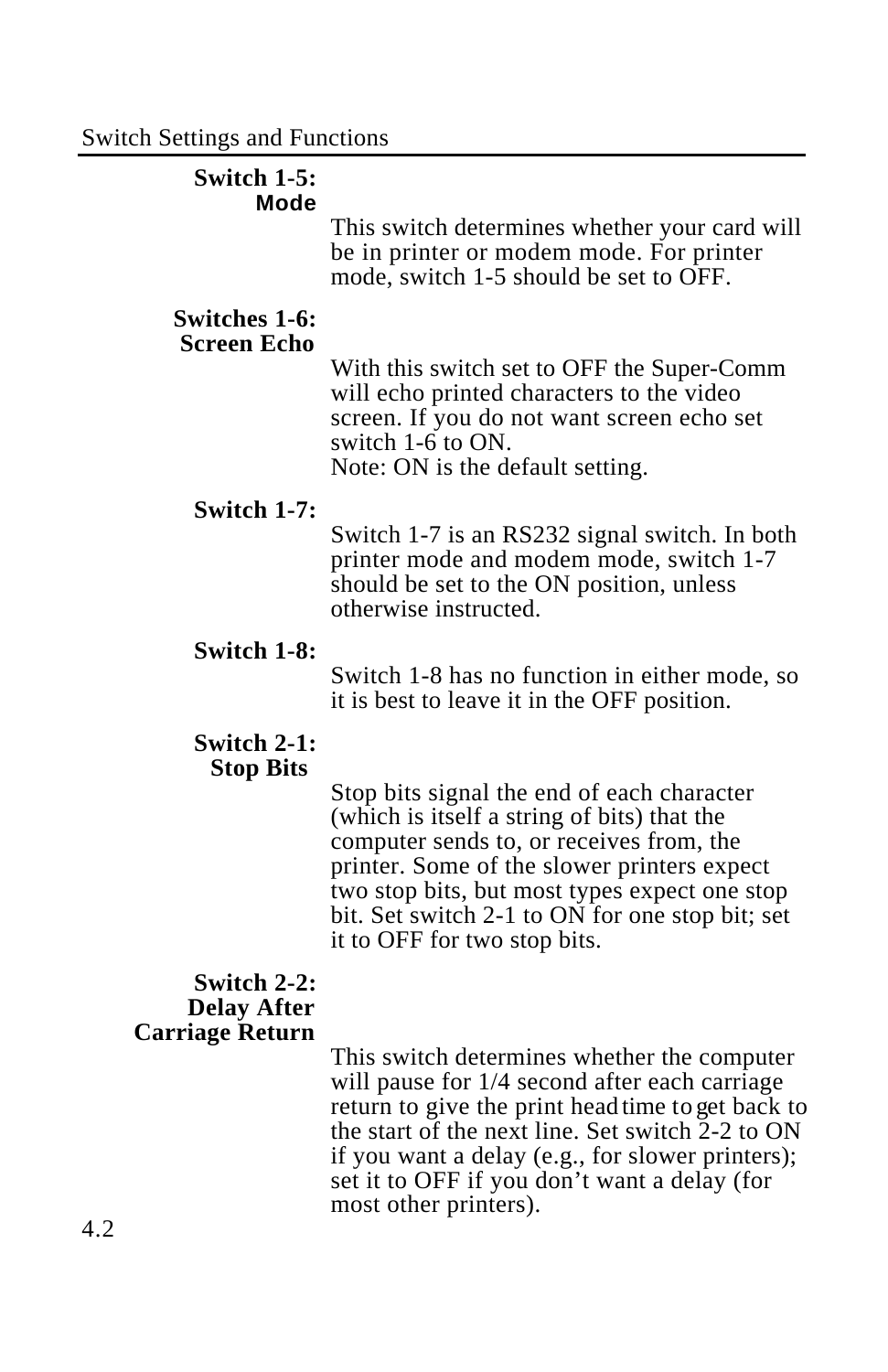**Switch 1-5:**
**Mode**

This switch determines whether your card will be in printer or modem mode. For printer mode, switch 1-5 should be set to OFF.

**Switches 1-6:**
**Screen Echo**

With this switch set to OFF the Super-Comm will echo printed characters to the video screen. If you do not want screen echo set switch 1-6 to ON.
Note: ON is the default setting.

**Switch 1-7:**

Switch 1-7 is an RS232 signal switch. In both printer mode and modem mode, switch 1-7 should be set to the ON position, unless otherwise instructed.

**Switch 1-8:**

Switch 1-8 has no function in either mode, so it is best to leave it in the OFF position.

**Switch 2-1:**
**Stop Bits**

Stop bits signal the end of each character (which is itself a string of bits) that the computer sends to, or receives from, the printer. Some of the slower printers expect two stop bits, but most types expect one stop bit. Set switch 2-1 to ON for one stop bit; set it to OFF for two stop bits.

**Switch 2-2:**
**Delay After**
**Carriage Return**

This switch determines whether the computer will pause for 1/4 second after each carriage return to give the print head time to get back to the start of the next line. Set switch 2-2 to ON if you want a delay (e.g., for slower printers); set it to OFF if you don't want a delay (for most other printers).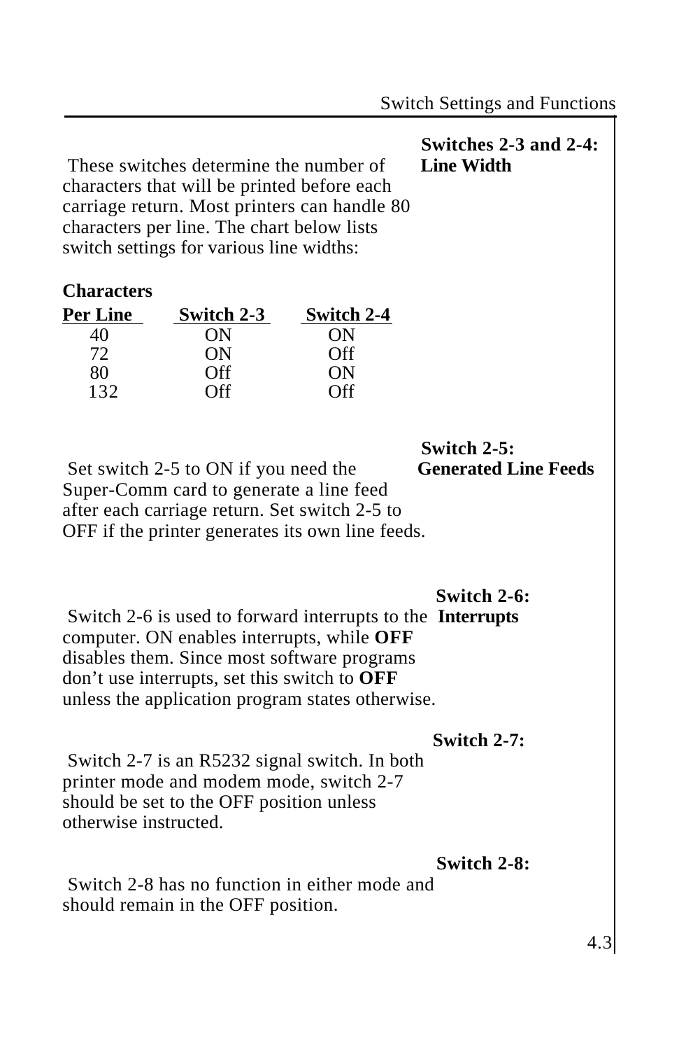**Switches 2-3 and 2-4: Line Width**

These switches determine the number of characters that will be printed before each carriage return. Most printers can handle 80 characters per line. The chart below lists switch settings for various line widths:

| Characters Per Line | Switch 2-3 | Switch 2-4 |
|---|---|---|
| 40 | ON | ON |
| 72 | ON | Off |
| 80 | Off | ON |
| 132 | Off | Off |

**Switch 2-5: Generated Line Feeds**

Set switch 2-5 to ON if you need the Super-Comm card to generate a line feed after each carriage return. Set switch 2-5 to OFF if the printer generates its own line feeds.

**Switch 2-6: Interrupts**

Switch 2-6 is used to forward interrupts to the computer. ON enables interrupts, while **OFF** disables them. Since most software programs don't use interrupts, set this switch to **OFF** unless the application program states otherwise.

**Switch 2-7:**

Switch 2-7 is an R5232 signal switch. In both printer mode and modem mode, switch 2-7 should be set to the OFF position unless otherwise instructed.

**Switch 2-8:**

Switch 2-8 has no function in either mode and should remain in the OFF position.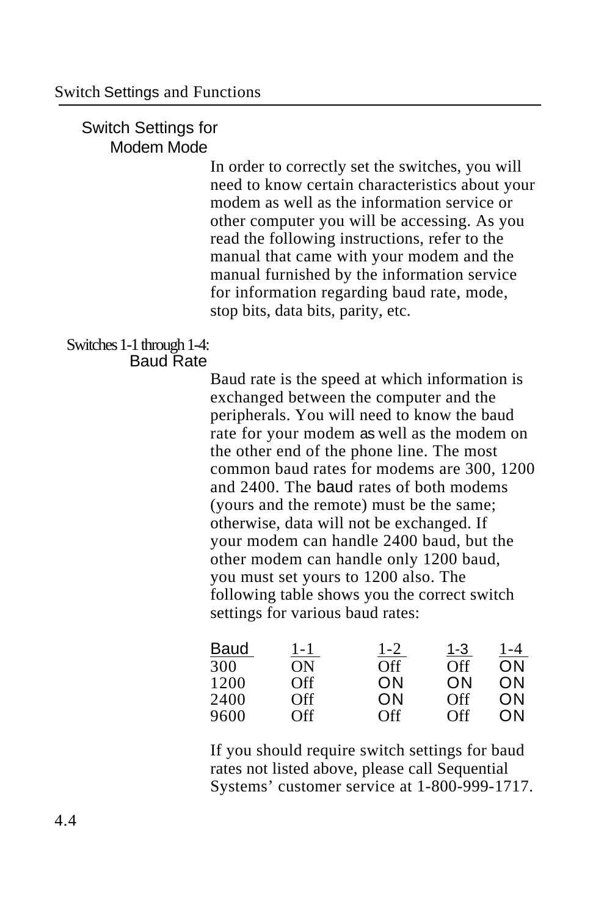## Switch Settings for Modem Mode

In order to correctly set the switches, you will need to know certain characteristics about your modem as well as the information service or other computer you will be accessing. As you read the following instructions, refer to the manual that came with your modem and the manual furnished by the information service for information regarding baud rate, mode, stop bits, data bits, parity, etc.

### Switches 1-1 through 1-4: Baud Rate

Baud rate is the speed at which information is exchanged between the computer and the peripherals. You will need to know the baud rate for your modem as well as the modem on the other end of the phone line. The most common baud rates for modems are 300, 1200 and 2400. The baud rates of both modems (yours and the remote) must be the same; otherwise, data will not be exchanged. If your modem can handle 2400 baud, but the other modem can handle only 1200 baud, you must set yours to 1200 also. The following table shows you the correct switch settings for various baud rates:

| Baud | 1-1 | 1-2 | 1-3 | 1-4 |
|---|---|---|---|---|
| 300 | ON | Off | Off | ON |
| 1200 | Off | ON | ON | ON |
| 2400 | Off | ON | Off | ON |
| 9600 | Off | Off | Off | ON |

If you should require switch settings for baud rates not listed above, please call Sequential Systems' customer service at 1-800-999-1717.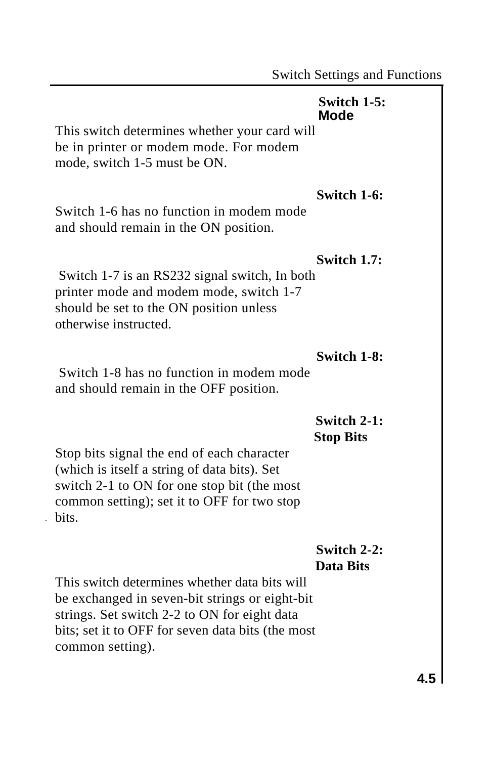### Switch 1-5: Mode

This switch determines whether your card will be in printer or modem mode. For modem mode, switch 1-5 must be ON.

### Switch 1-6:

Switch 1-6 has no function in modem mode and should remain in the ON position.

### Switch 1.7:

Switch 1-7 is an RS232 signal switch, In both printer mode and modem mode, switch 1-7 should be set to the ON position unless otherwise instructed.

### Switch 1-8:

Switch 1-8 has no function in modem mode and should remain in the OFF position.

### Switch 2-1: Stop Bits

Stop bits signal the end of each character (which is itself a string of data bits). Set switch 2-1 to ON for one stop bit (the most common setting); set it to OFF for two stop bits.

### Switch 2-2: Data Bits

This switch determines whether data bits will be exchanged in seven-bit strings or eight-bit strings. Set switch 2-2 to ON for eight data bits; set it to OFF for seven data bits (the most common setting).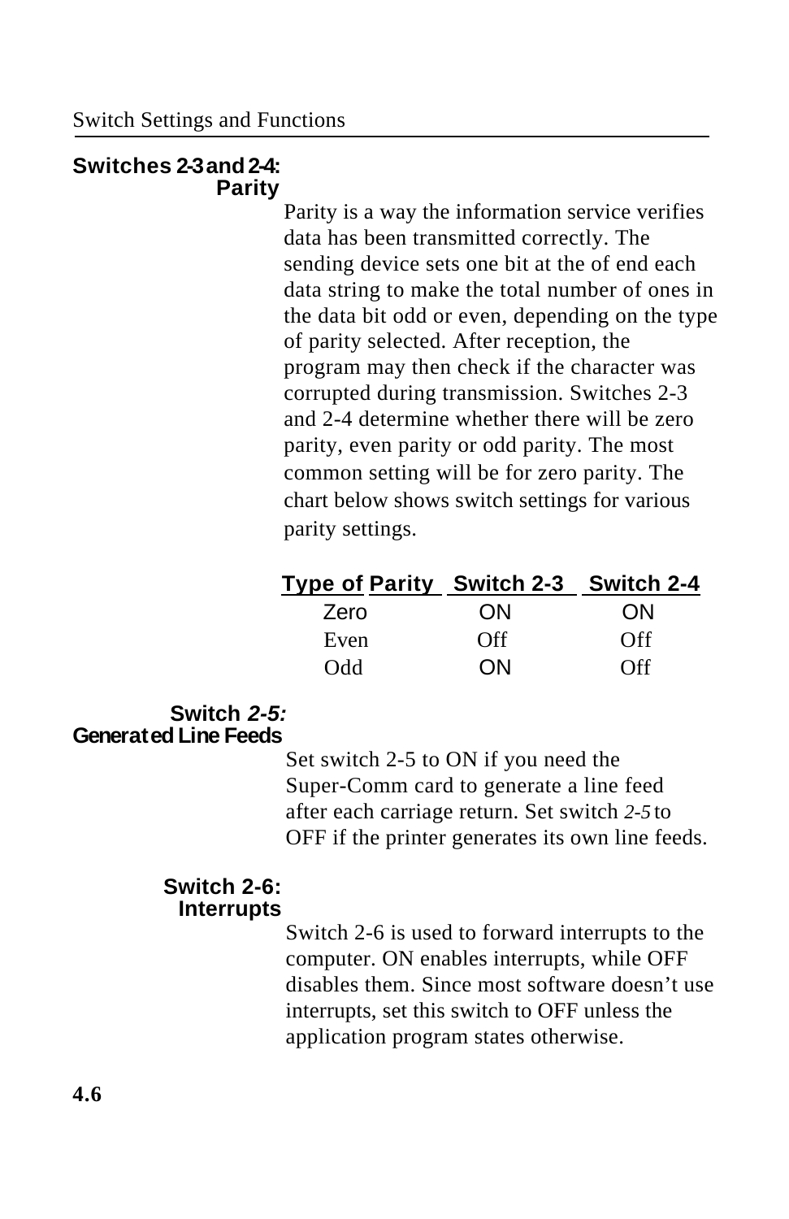## Switches 2-3 and 2-4: Parity

Parity is a way the information service verifies data has been transmitted correctly. The sending device sets one bit at the of end each data string to make the total number of ones in the data bit odd or even, depending on the type of parity selected. After reception, the program may then check if the character was corrupted during transmission. Switches 2-3 and 2-4 determine whether there will be zero parity, even parity or odd parity. The most common setting will be for zero parity. The chart below shows switch settings for various parity settings.

| Type of Parity | Switch 2-3 | Switch 2-4 |
|---|---|---|
| Zero | ON | ON |
| Even | Off | Off |
| Odd | ON | Off |

## Switch *2-5:* Generated Line Feeds

Set switch 2-5 to ON if you need the Super-Comm card to generate a line feed after each carriage return. Set switch *2-5* to OFF if the printer generates its own line feeds.

## Switch 2-6: Interrupts

Switch 2-6 is used to forward interrupts to the computer. ON enables interrupts, while OFF disables them. Since most software doesn't use interrupts, set this switch to OFF unless the application program states otherwise.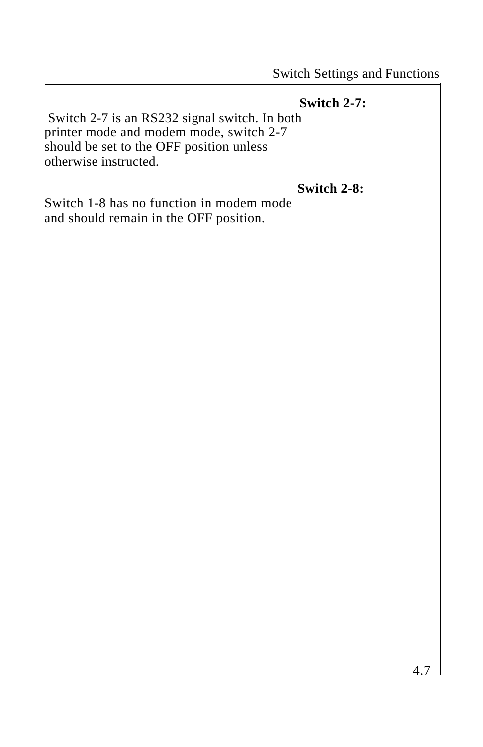**Switch 2-7:**

Switch 2-7 is an RS232 signal switch. In both printer mode and modem mode, switch 2-7 should be set to the OFF position unless otherwise instructed.

**Switch 2-8:**

Switch 1-8 has no function in modem mode and should remain in the OFF position.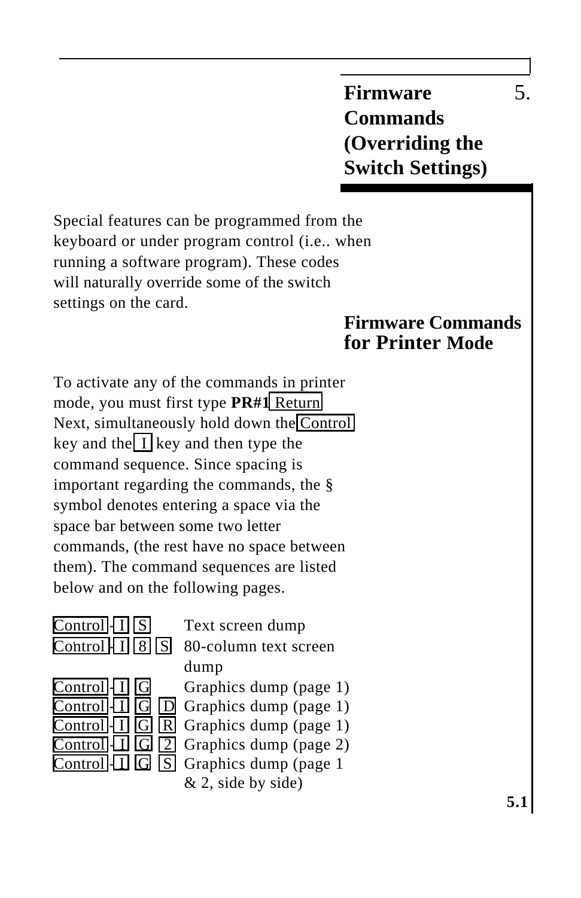# 5. Firmware Commands (Overriding the Switch Settings)

Special features can be programmed from the keyboard or under program control (i.e.. when running a software program). These codes will naturally override some of the switch settings on the card.

## Firmware Commands for Printer Mode

To activate any of the commands in printer mode, you must first type **PR#1** Return Next, simultaneously hold down the Control key and the I key and then type the command sequence. Since spacing is important regarding the commands, the § symbol denotes entering a space via the space bar between some two letter commands, (the rest have no space between them). The command sequences are listed below and on the following pages.

| | |
|---|---|
| Control - I S | Text screen dump |
| Control - I 8 S | 80-column text screen dump |
| Control - I G | Graphics dump (page 1) |
| Control - I G D | Graphics dump (page 1) |
| Control - I G R | Graphics dump (page 1) |
| Control - I G 2 | Graphics dump (page 2) |
| Control - I G S | Graphics dump (page 1 & 2, side by side) |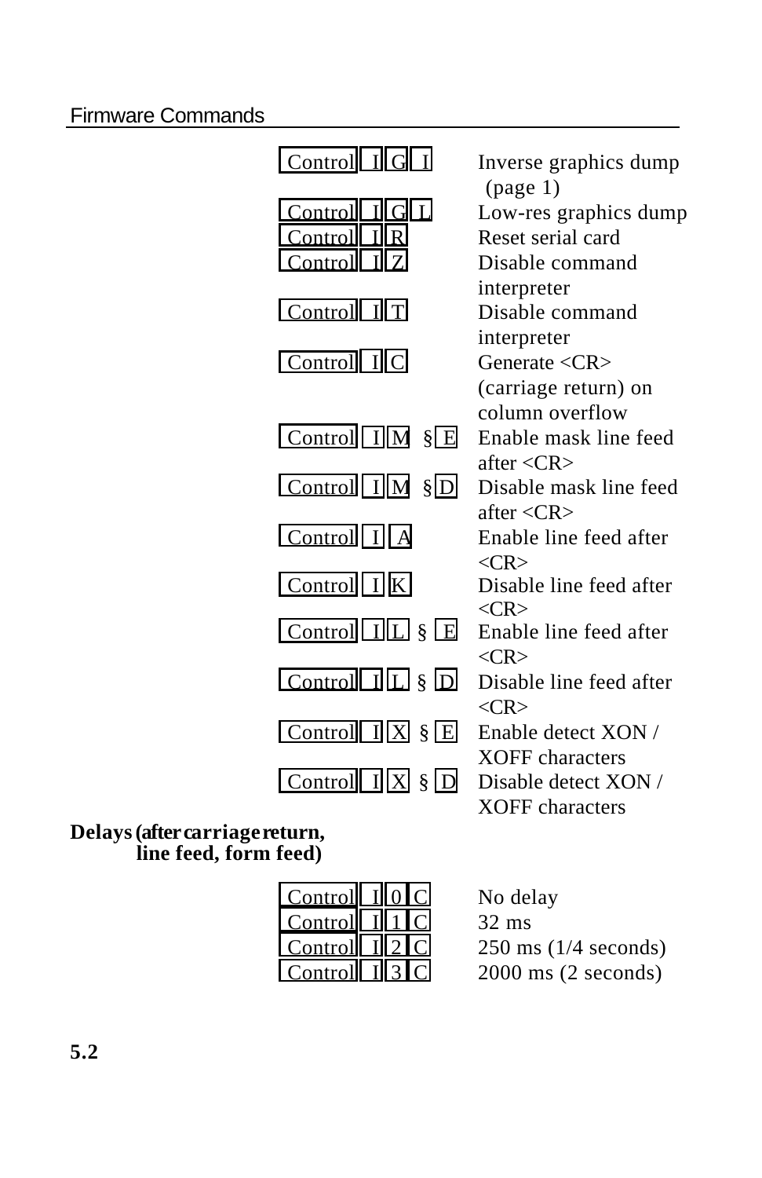| Command | Description |
|---|---|
| Control I G I | Inverse graphics dump (page 1) |
| Control I G L | Low-res graphics dump |
| Control I R | Reset serial card |
| Control I Z | Disable command interpreter |
| Control I T | Disable command interpreter |
| Control I C | Generate <CR> (carriage return) on column overflow |
| Control I M § E | Enable mask line feed after <CR> |
| Control I M § D | Disable mask line feed after <CR> |
| Control I A | Enable line feed after <CR> |
| Control I K | Disable line feed after <CR> |
| Control I L § E | Enable line feed after <CR> |
| Control I L § D | Disable line feed after <CR> |
| Control I X § E | Enable detect XON / XOFF characters |
| Control I X § D | Disable detect XON / XOFF characters |

**Delays (after carriage return, line feed, form feed)**

| Command | Description |
|---|---|
| Control I 0 C | No delay |
| Control I 1 C | 32 ms |
| Control I 2 C | 250 ms (1/4 seconds) |
| Control I 3 C | 2000 ms (2 seconds) |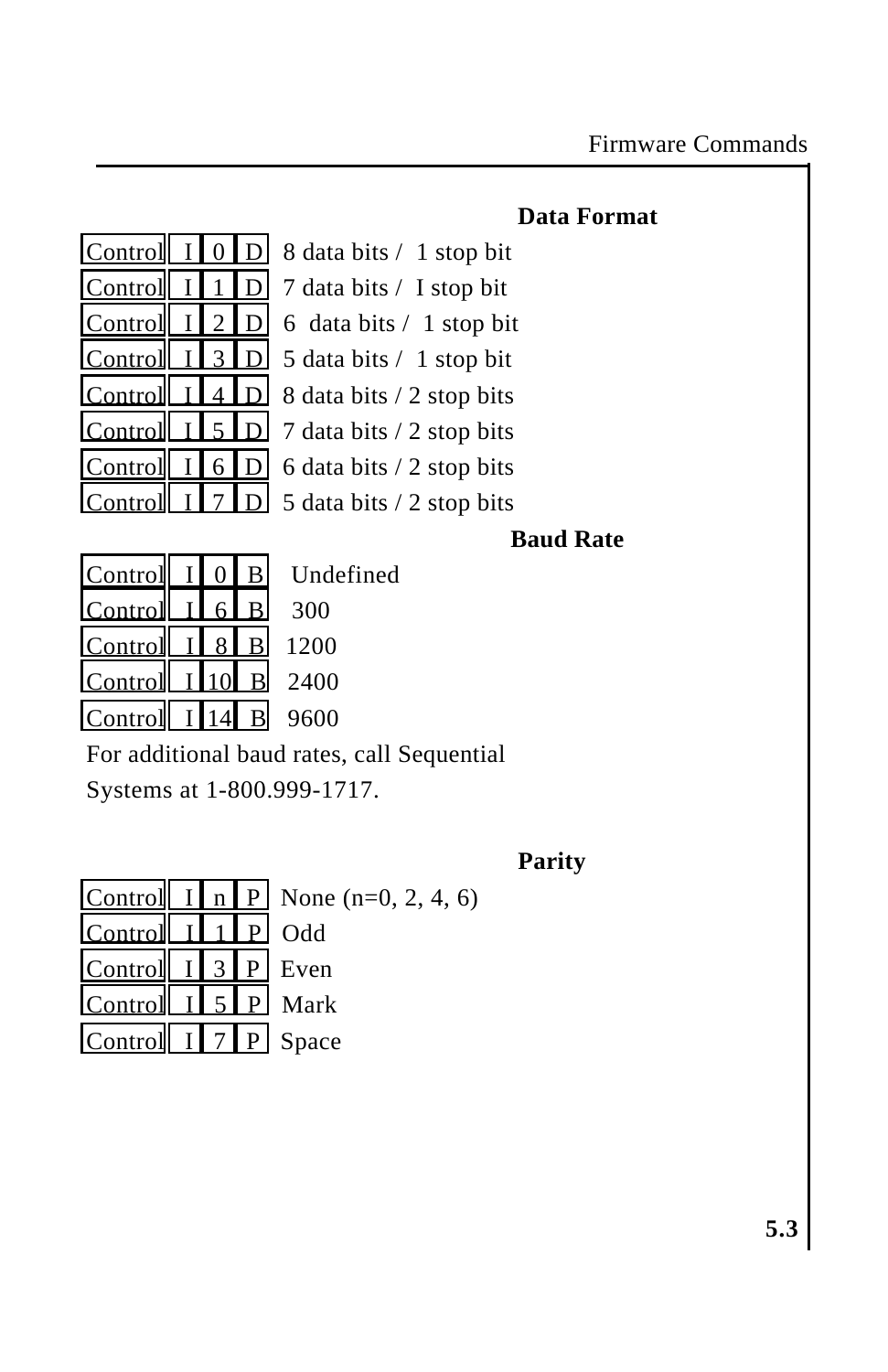### Data Format

| Command | Description |
|---|---|
| Control I 0 D | 8 data bits / 1 stop bit |
| Control I 1 D | 7 data bits / I stop bit |
| Control I 2 D | 6 data bits / 1 stop bit |
| Control I 3 D | 5 data bits / 1 stop bit |
| Control I 4 D | 8 data bits / 2 stop bits |
| Control I 5 D | 7 data bits / 2 stop bits |
| Control I 6 D | 6 data bits / 2 stop bits |
| Control I 7 D | 5 data bits / 2 stop bits |

### Baud Rate

| Command | Description |
|---|---|
| Control I 0 B | Undefined |
| Control I 6 B | 300 |
| Control I 8 B | 1200 |
| Control I 10 B | 2400 |
| Control I 14 B | 9600 |

For additional baud rates, call Sequential Systems at 1-800.999-1717.

### Parity

| Command | Description |
|---|---|
| Control I n P | None (n=0, 2, 4, 6) |
| Control I 1 P | Odd |
| Control I 3 P | Even |
| Control I 5 P | Mark |
| Control I 7 P | Space |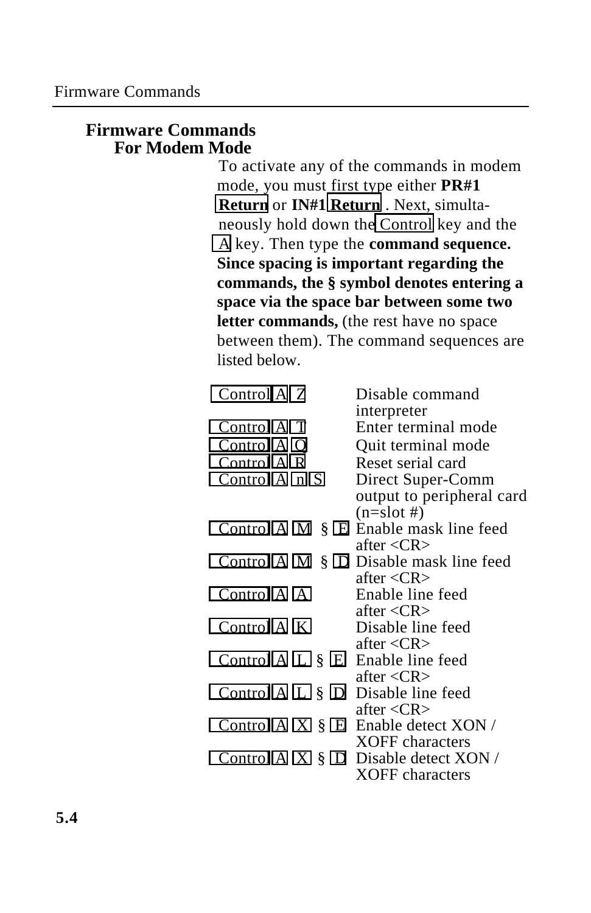## Firmware Commands

### For Modem Mode

To activate any of the commands in modem mode, you must first type either **PR#1** Return or **IN#1** Return . Next, simultaneously hold down the Control key and the A key. Then type the **command sequence. Since spacing is important regarding the commands, the § symbol denotes entering a space via the space bar between some two letter commands,** (the rest have no space between them). The command sequences are listed below.

| Command | Description |
|---|---|
| Control A Z | Disable command interpreter |
| Control A T | Enter terminal mode |
| Control A Q | Quit terminal mode |
| Control A R | Reset serial card |
| Control A n S | Direct Super-Comm output to peripheral card (n=slot #) |
| Control A M § E | Enable mask line feed after <CR> |
| Control A M § D | Disable mask line feed after <CR> |
| Control A A | Enable line feed after <CR> |
| Control A K | Disable line feed after <CR> |
| Control A L § E | Enable line feed after <CR> |
| Control A L § D | Disable line feed after <CR> |
| Control A X § E | Enable detect XON / XOFF characters |
| Control A X § D | Disable detect XON / XOFF characters |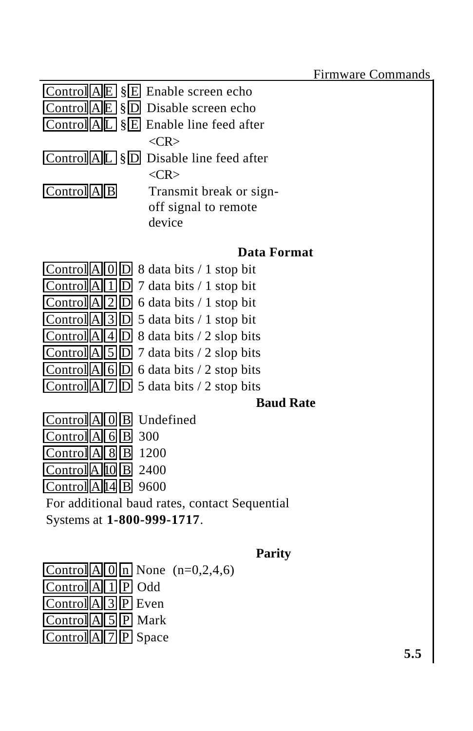Control A E §E Enable screen echo

Control A E §D Disable screen echo

Control A L §E Enable line feed after <CR>

Control A L §D Disable line feed after <CR>

Control A B Transmit break or sign-off signal to remote device

### Data Format

Control A 0 D 8 data bits / 1 stop bit

Control A 1 D 7 data bits / 1 stop bit

Control A 2 D 6 data bits / 1 stop bit

Control A 3 D 5 data bits / 1 stop bit

Control A 4 D 8 data bits / 2 slop bits

Control A 5 D 7 data bits / 2 slop bits

Control A 6 D 6 data bits / 2 stop bits

Control A 7 D 5 data bits / 2 stop bits

### Baud Rate

Control A 0 B Undefined

Control A 6 B 300

Control A 8 B 1200

Control A 10 B 2400

Control A 14 B 9600

For additional baud rates, contact Sequential Systems at **1-800-999-1717**.

### Parity

Control A 0 n None (n=0,2,4,6)

Control A 1 P Odd

Control A 3 P Even

Control A 5 P Mark

Control A 7 P Space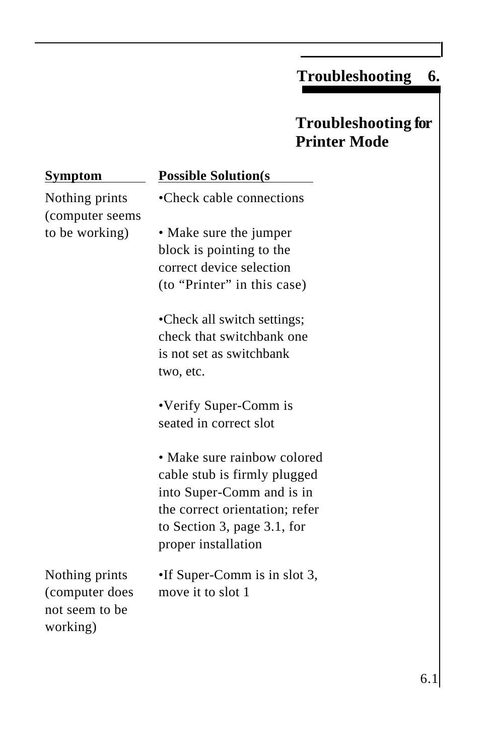# Troubleshooting 6.

## Troubleshooting for Printer Mode

| Symptom | Possible Solution(s |
| --- | --- |
| Nothing prints (computer seems to be working) | •Check cable connections<br><br>• Make sure the jumper block is pointing to the correct device selection (to “Printer” in this case)<br><br>•Check all switch settings; check that switchbank one is not set as switchbank two, etc.<br><br>•Verify Super-Comm is seated in correct slot<br><br>• Make sure rainbow colored cable stub is firmly plugged into Super-Comm and is in the correct orientation; refer to Section 3, page 3.1, for proper installation |
| Nothing prints (computer does not seem to be working) | •If Super-Comm is in slot 3, move it to slot 1 |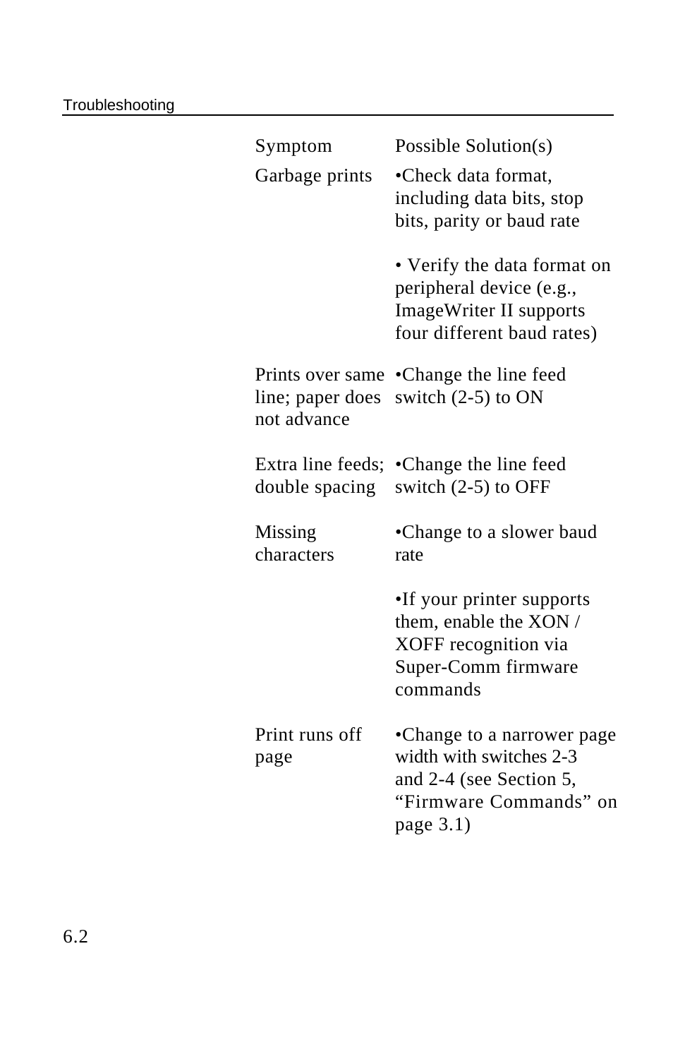| Symptom | Possible Solution(s) |
|---|---|
| Garbage prints | •Check data format, including data bits, stop bits, parity or baud rate<br><br>• Verify the data format on peripheral device (e.g., ImageWriter II supports four different baud rates) |
| Prints over same line; paper does not advance | •Change the line feed switch (2-5) to ON |
| Extra line feeds; double spacing | •Change the line feed switch (2-5) to OFF |
| Missing characters | •Change to a slower baud rate<br><br>•If your printer supports them, enable the XON / XOFF recognition via Super-Comm firmware commands |
| Print runs off page | •Change to a narrower page width with switches 2-3 and 2-4 (see Section 5, “Firmware Commands” on page 3.1) |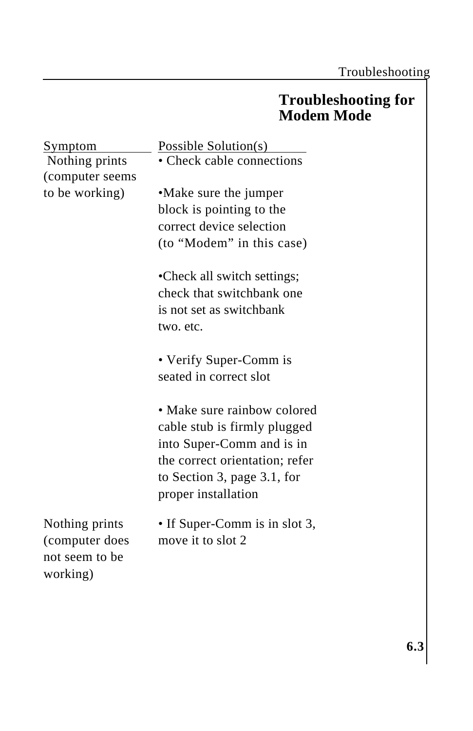## Troubleshooting for Modem Mode

| Symptom | Possible Solution(s) |
|---|---|
| Nothing prints (computer seems to be working) | • Check cable connections<br><br>•Make sure the jumper block is pointing to the correct device selection (to “Modem” in this case)<br><br>•Check all switch settings; check that switchbank one is not set as switchbank two. etc.<br><br>• Verify Super-Comm is seated in correct slot<br><br>• Make sure rainbow colored cable stub is firmly plugged into Super-Comm and is in the correct orientation; refer to Section 3, page 3.1, for proper installation |
| Nothing prints (computer does not seem to be working) | • If Super-Comm is in slot 3, move it to slot 2 |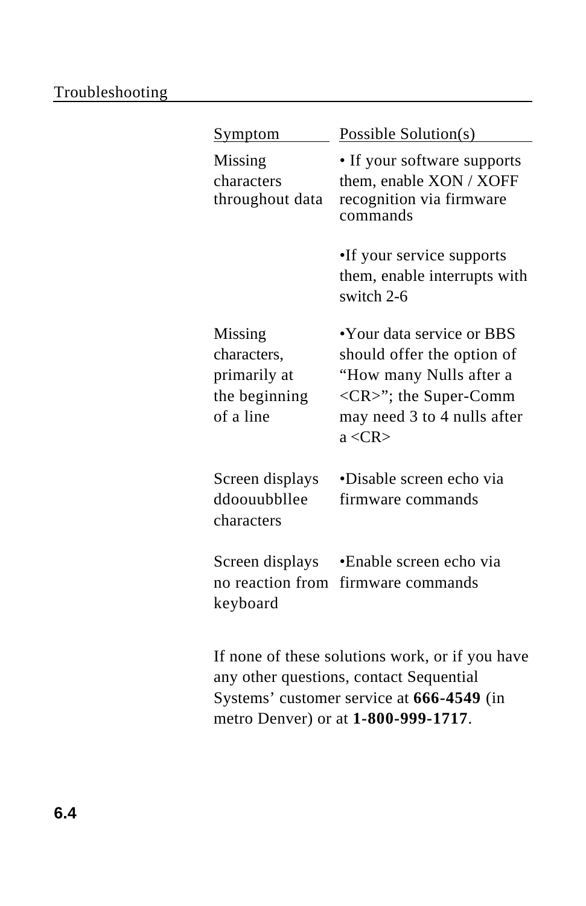| Symptom | Possible Solution(s) |
| --- | --- |
| Missing characters throughout data | • If your software supports them, enable XON / XOFF recognition via firmware commands<br><br>•If your service supports them, enable interrupts with switch 2-6 |
| Missing characters, primarily at the beginning of a line | •Your data service or BBS should offer the option of “How many Nulls after a <CR>”; the Super-Comm may need 3 to 4 nulls after a <CR> |
| Screen displays ddoouubbllee characters | •Disable screen echo via firmware commands |
| Screen displays no reaction from keyboard | •Enable screen echo via firmware commands |

If none of these solutions work, or if you have any other questions, contact Sequential Systems’ customer service at **666-4549** (in metro Denver) or at **1-800-999-1717**.